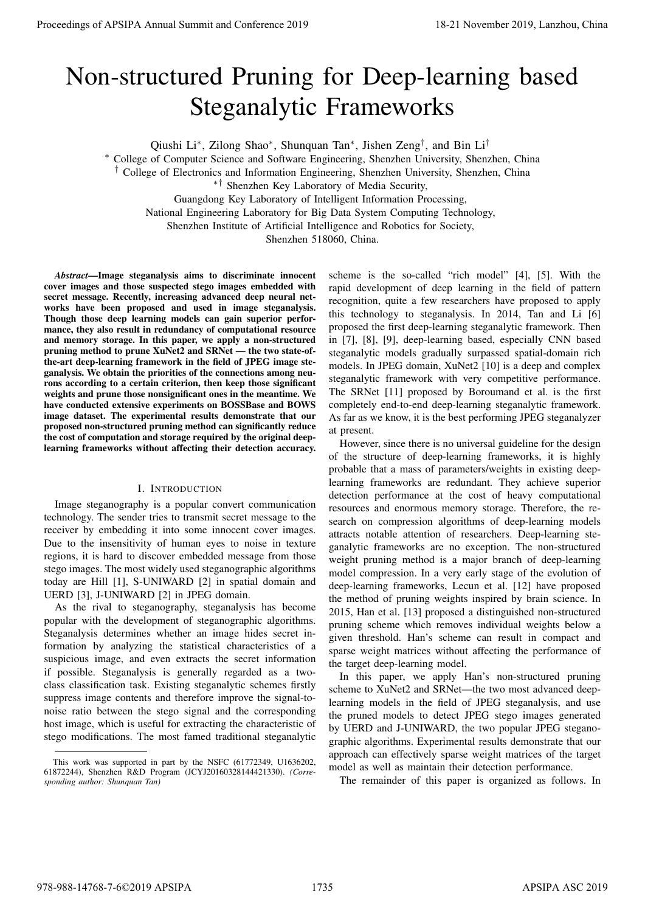# Non-structured Pruning for Deep-learning based Steganalytic Frameworks

Qiushi Li*, Zilong Shao*, Shunquan Tan*, Jishen Zeng†, and Bin Li†

* College of Computer Science and Software Engineering, Shenzhen University, Shenzhen, China

† College of Electronics and Information Engineering, Shenzhen University, Shenzhen, China

*† Shenzhen Key Laboratory of Media Security,

Guangdong Key Laboratory of Intelligent Information Processing,

National Engineering Laboratory for Big Data System Computing Technology,

Shenzhen Institute of Artificial Intelligence and Robotics for Society,

Shenzhen 518060, China.

***Abstract*—Image steganalysis aims to discriminate innocent cover images and those suspected stego images embedded with secret message. Recently, increasing advanced deep neural networks have been proposed and used in image steganalysis. Though those deep learning models can gain superior performance, they also result in redundancy of computational resource and memory storage. In this paper, we apply a non-structured pruning method to prune XuNet2 and SRNet — the two state-of-the-art deep-learning framework in the field of JPEG image steganalysis. We obtain the priorities of the connections among neurons according to a certain criterion, then keep those significant weights and prune those nonsignificant ones in the meantime. We have conducted extensive experiments on BOSSBase and BOWS image dataset. The experimental results demonstrate that our proposed non-structured pruning method can significantly reduce the cost of computation and storage required by the original deep-learning frameworks without affecting their detection accuracy.**

## I. Introduction

Image steganography is a popular convert communication technology. The sender tries to transmit secret message to the receiver by embedding it into some innocent cover images. Due to the insensitivity of human eyes to noise in texture regions, it is hard to discover embedded message from those stego images. The most widely used steganographic algorithms today are Hill [1], S-UNIWARD [2] in spatial domain and UERD [3], J-UNIWARD [2] in JPEG domain.

As the rival to steganography, steganalysis has become popular with the development of steganographic algorithms. Steganalysis determines whether an image hides secret information by analyzing the statistical characteristics of a suspicious image, and even extracts the secret information if possible. Steganalysis is generally regarded as a two-class classification task. Existing steganalytic schemes firstly suppress image contents and therefore improve the signal-to-noise ratio between the stego signal and the corresponding host image, which is useful for extracting the characteristic of stego modifications. The most famed traditional steganalytic scheme is the so-called "rich model" [4], [5]. With the rapid development of deep learning in the field of pattern recognition, quite a few researchers have proposed to apply this technology to steganalysis. In 2014, Tan and Li [6] proposed the first deep-learning steganalytic framework. Then in [7], [8], [9], deep-learning based, especially CNN based steganalytic models gradually surpassed spatial-domain rich models. In JPEG domain, XuNet2 [10] is a deep and complex steganalytic framework with very competitive performance. The SRNet [11] proposed by Boroumand et al. is the first completely end-to-end deep-learning steganalytic framework. As far as we know, it is the best performing JPEG steganalyzer at present.

However, since there is no universal guideline for the design of the structure of deep-learning frameworks, it is highly probable that a mass of parameters/weights in existing deep-learning frameworks are redundant. They achieve superior detection performance at the cost of heavy computational resources and enormous memory storage. Therefore, the research on compression algorithms of deep-learning models attracts notable attention of researchers. Deep-learning steganalytic frameworks are no exception. The non-structured weight pruning method is a major branch of deep-learning model compression. In a very early stage of the evolution of deep-learning frameworks, Lecun et al. [12] have proposed the method of pruning weights inspired by brain science. In 2015, Han et al. [13] proposed a distinguished non-structured pruning scheme which removes individual weights below a given threshold. Han's scheme can result in compact and sparse weight matrices without affecting the performance of the target deep-learning model.

In this paper, we apply Han's non-structured pruning scheme to XuNet2 and SRNet—the two most advanced deep-learning models in the field of JPEG steganalysis, and use the pruned models to detect JPEG stego images generated by UERD and J-UNIWARD, the two popular JPEG steganographic algorithms. Experimental results demonstrate that our approach can effectively sparse weight matrices of the target model as well as maintain their detection performance.

The remainder of this paper is organized as follows. In

This work was supported in part by the NSFC (61772349, U1636202, 61872244), Shenzhen R&D Program (JCYJ20160328144421330). *(Corresponding author: Shunquan Tan)*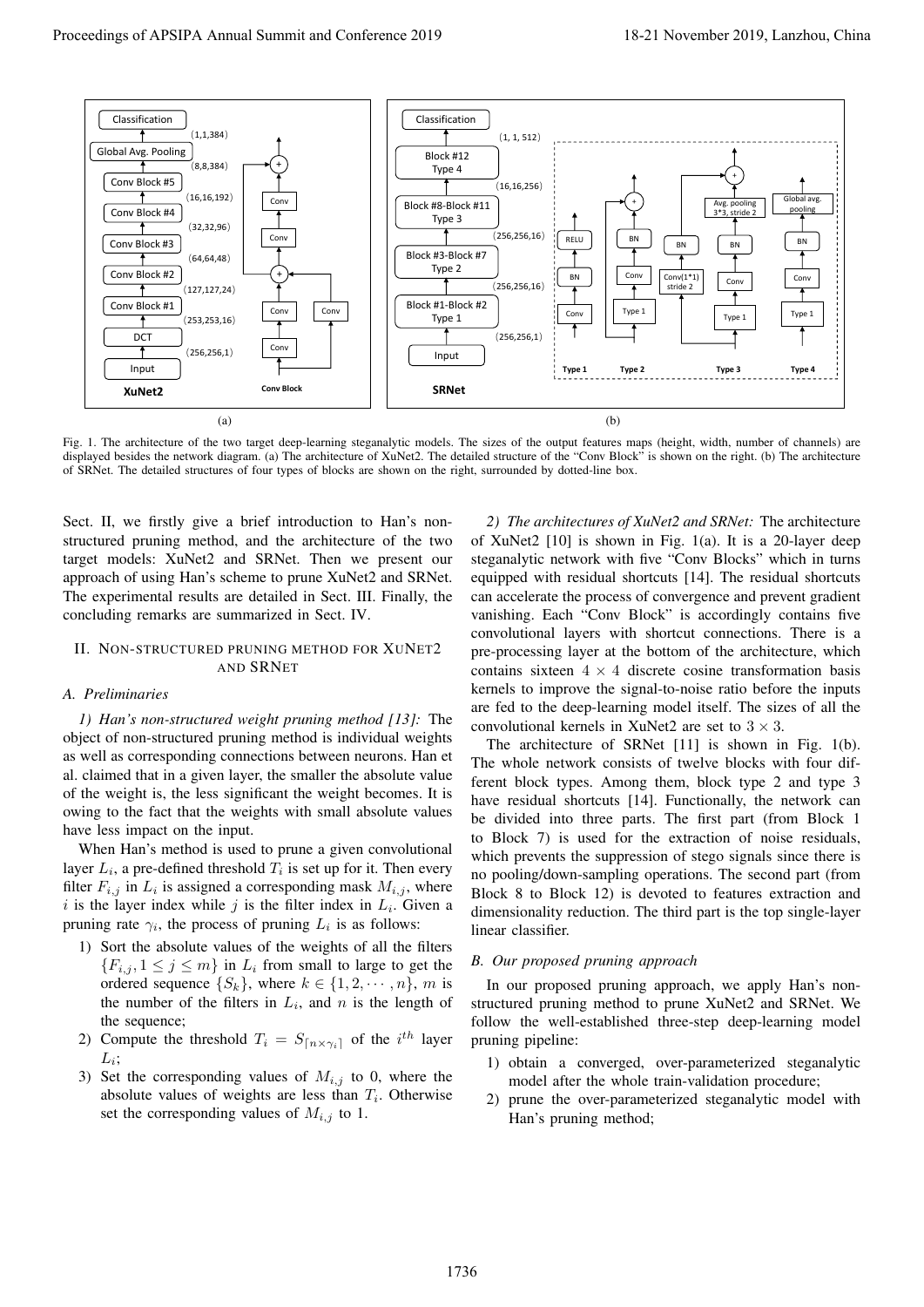Fig. 1. The architecture of the two target deep-learning steganalytic models. The sizes of the output features maps (height, width, number of channels) are displayed besides the network diagram. (a) The architecture of XuNet2. The detailed structure of the "Conv Block" is shown on the right. (b) The architecture of SRNet. The detailed structures of four types of blocks are shown on the right, surrounded by dotted-line box.

Sect. II, we firstly give a brief introduction to Han's non-structured pruning method, and the architecture of the two target models: XuNet2 and SRNet. Then we present our approach of using Han's scheme to prune XuNet2 and SRNet. The experimental results are detailed in Sect. III. Finally, the concluding remarks are summarized in Sect. IV.

## II. Non-structured pruning method for XuNet2 and SRNet

### A. Preliminaries

*1) Han's non-structured weight pruning method [13]:* The object of non-structured pruning method is individual weights as well as corresponding connections between neurons. Han et al. claimed that in a given layer, the smaller the absolute value of the weight is, the less significant the weight becomes. It is owing to the fact that the weights with small absolute values have less impact on the input.

When Han's method is used to prune a given convolutional layer $L_i$, a pre-defined threshold $T_i$ is set up for it. Then every filter $F_{i,j}$ in $L_i$ is assigned a corresponding mask $M_{i,j}$, where $i$ is the layer index while $j$ is the filter index in $L_i$. Given a pruning rate $\gamma_i$, the process of pruning $L_i$ is as follows:

1) Sort the absolute values of the weights of all the filters $\{F_{i,j}, 1 \leq j \leq m\}$ in $L_i$ from small to large to get the ordered sequence $\{S_k\}$, where $k \in \{1, 2, \cdots, n\}$, $m$ is the number of the filters in $L_i$, and $n$ is the length of the sequence;
2) Compute the threshold $T_i = S_{\lceil n \times \gamma_i \rceil}$ of the $i^{th}$ layer $L_i$;
3) Set the corresponding values of $M_{i,j}$ to 0, where the absolute values of weights are less than $T_i$. Otherwise set the corresponding values of $M_{i,j}$ to 1.

*2) The architectures of XuNet2 and SRNet:* The architecture of XuNet2 [10] is shown in Fig. 1(a). It is a 20-layer deep steganalytic network with five "Conv Blocks" which in turns equipped with residual shortcuts [14]. The residual shortcuts can accelerate the process of convergence and prevent gradient vanishing. Each "Conv Block" is accordingly contains five convolutional layers with shortcut connections. There is a pre-processing layer at the bottom of the architecture, which contains sixteen $4 \times 4$ discrete cosine transformation basis kernels to improve the signal-to-noise ratio before the inputs are fed to the deep-learning model itself. The sizes of all the convolutional kernels in XuNet2 are set to $3 \times 3$.

The architecture of SRNet [11] is shown in Fig. 1(b). The whole network consists of twelve blocks with four different block types. Among them, block type 2 and type 3 have residual shortcuts [14]. Functionally, the network can be divided into three parts. The first part (from Block 1 to Block 7) is used for the extraction of noise residuals, which prevents the suppression of stego signals since there is no pooling/down-sampling operations. The second part (from Block 8 to Block 12) is devoted to features extraction and dimensionality reduction. The third part is the top single-layer linear classifier.

### B. Our proposed pruning approach

In our proposed pruning approach, we apply Han's non-structured pruning method to prune XuNet2 and SRNet. We follow the well-established three-step deep-learning model pruning pipeline:

1) obtain a converged, over-parameterized steganalytic model after the whole train-validation procedure;
2) prune the over-parameterized steganalytic model with Han's pruning method;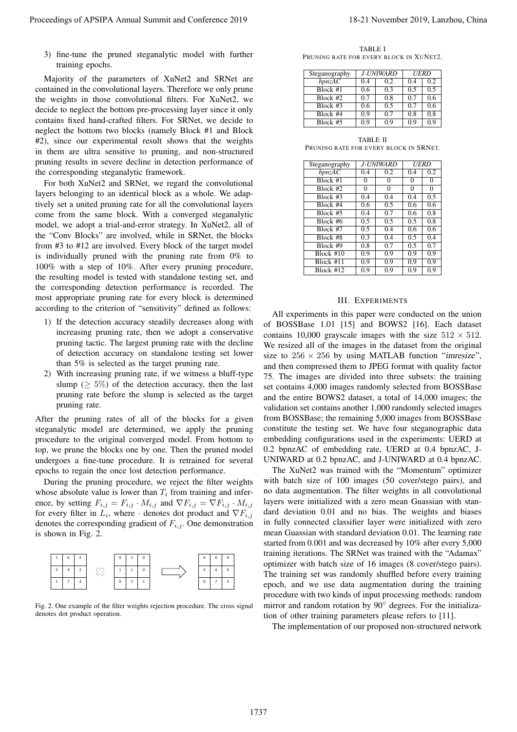3) fine-tune the pruned steganalytic model with further training epochs.

Majority of the parameters of XuNet2 and SRNet are contained in the convolutional layers. Therefore we only prune the weights in those convolutional filters. For XuNet2, we decide to neglect the bottom pre-processing layer since it only contains fixed hand-crafted filters. For SRNet, we decide to neglect the bottom two blocks (namely Block #1 and Block #2), since our experimental result shows that the weights in them are ultra sensitive to pruning, and non-structured pruning results in severe decline in detection performance of the corresponding steganalytic framework.

For both XuNet2 and SRNet, we regard the convolutional layers belonging to an identical block as a whole. We adaptively set a united pruning rate for all the convolutional layers come from the same block. With a converged steganalytic model, we adopt a trial-and-error strategy. In XuNet2, all of the "Conv Blocks" are involved, while in SRNet, the blocks from #3 to #12 are involved. Every block of the target model is individually pruned with the pruning rate from 0% to 100% with a step of 10%. After every pruning procedure, the resulting model is tested with standalone testing set, and the corresponding detection performance is recorded. The most appropriate pruning rate for every block is determined according to the criterion of "sensitivity" defined as follows:

1) If the detection accuracy steadily decreases along with increasing pruning rate, then we adopt a conservative pruning tactic. The largest pruning rate with the decline of detection accuracy on standalone testing set lower than 5% is selected as the target pruning rate.
2) With increasing pruning rate, if we witness a bluff-type slump ($\geq 5\%$) of the detection accuracy, then the last pruning rate before the slump is selected as the target pruning rate.

After the pruning rates of all of the blocks for a given steganalytic model are determined, we apply the pruning procedure to the original converged model. From bottom to top, we prune the blocks one by one. Then the pruned model undergoes a fine-tune procedure. It is retrained for several epochs to regain the once lost detection performance.

During the pruning procedure, we reject the filter weights whose absolute value is lower than $T_i$ from training and inference, by setting $F_{i,j} = F_{i,j} \cdot M_{i,j}$ and $\nabla F_{i,j} = \nabla F_{i,j} \cdot M_{i,j}$ for every filter in $L_i$, where $\cdot$ denotes dot product and $\nabla F_{i,j}$ denotes the corresponding gradient of $F_{i,j}$. One demonstration is shown in Fig. 2.

$$\begin{bmatrix} 1 & 6 & 2 \\ 3 & 4 & 2 \\ 1 & 7 & 3 \end{bmatrix} \otimes \begin{bmatrix} 0 & 1 & 0 \\ 1 & 1 & 0 \\ 0 & 1 & 1 \end{bmatrix} \Longrightarrow \begin{bmatrix} 0 & 6 & 0 \\ 3 & 4 & 0 \\ 0 & 7 & 3 \end{bmatrix}$$

Fig. 2. One example of the filter weights rejection procedure. The cross signal denotes dot product operation.

TABLE I
PRUNING RATE FOR EVERY BLOCK IN XUNET2.

| Steganography | *J-UNIWARD* | | *UERD* | |
|---|---|---|---|---|
| *bpnzAC* | 0.4 | 0.2 | 0.4 | 0.2 |
| Block #1 | 0.6 | 0.3 | 0.5 | 0.5 |
| Block #2 | 0.7 | 0.8 | 0.7 | 0.6 |
| Block #3 | 0.6 | 0.5 | 0.7 | 0.6 |
| Block #4 | 0.9 | 0.7 | 0.8 | 0.8 |
| Block #5 | 0.9 | 0.9 | 0.9 | 0.9 |

TABLE II
PRUNING RATE FOR EVERY BLOCK IN SRNET.

| Steganography | *J-UNIWARD* | | *UERD* | |
|---|---|---|---|---|
| *bpnzAC* | 0.4 | 0.2 | 0.4 | 0.2 |
| Block #1 | 0 | 0 | 0 | 0 |
| Block #2 | 0 | 0 | 0 | 0 |
| Block #3 | 0.4 | 0.4 | 0.4 | 0.5 |
| Block #4 | 0.6 | 0.5 | 0.6 | 0.6 |
| Block #5 | 0.4 | 0.7 | 0.6 | 0.8 |
| Block #6 | 0.5 | 0.5 | 0.5 | 0.8 |
| Block #7 | 0.5 | 0.4 | 0.6 | 0.6 |
| Block #8 | 0.3 | 0.4 | 0.5 | 0.4 |
| Block #9 | 0.8 | 0.7 | 0.5 | 0.7 |
| Block #10 | 0.9 | 0.9 | 0.9 | 0.9 |
| Block #11 | 0.9 | 0.9 | 0.9 | 0.9 |
| Block #12 | 0.9 | 0.9 | 0.9 | 0.9 |

## III. EXPERIMENTS

All experiments in this paper were conducted on the union of BOSSBase 1.01 [15] and BOWS2 [16]. Each dataset contains 10,000 grayscale images with the size $512 \times 512$. We resized all of the images in the dataset from the original size to $256 \times 256$ by using MATLAB function "*imresize*", and then compressed them to JPEG format with quality factor 75. The images are divided into three subsets: the training set contains 4,000 images randomly selected from BOSSBase and the entire BOWS2 dataset, a total of 14,000 images; the validation set contains another 1,000 randomly selected images from BOSSBase; the remaining 5,000 images from BOSSBase constitute the testing set. We have four steganographic data embedding configurations used in the experiments: UERD at 0.2 bpnzAC of embedding rate, UERD at 0.4 bpnzAC, J-UNIWARD at 0.2 bpnzAC, and J-UNIWARD at 0.4 bpnzAC.

The XuNet2 was trained with the "Momentum" optimizer with batch size of 100 images (50 cover/stego pairs), and no data augmentation. The filter weights in all convolutional layers were initialized with a zero mean Guassian with standard deviation 0.01 and no bias. The weights and biases in fully connected classifier layer were initialized with zero mean Guassian with standard deviation 0.01. The learning rate started from 0.001 and was decreased by 10% after every 5,000 training iterations. The SRNet was trained with the "Adamax" optimizer with batch size of 16 images (8 cover/stego pairs). The training set was randomly shuffled before every training epoch, and we use data augmentation during the training procedure with two kinds of input processing methods: random mirror and random rotation by 90° degrees. For the initialization of other training parameters please refers to [11].

The implementation of our proposed non-structured network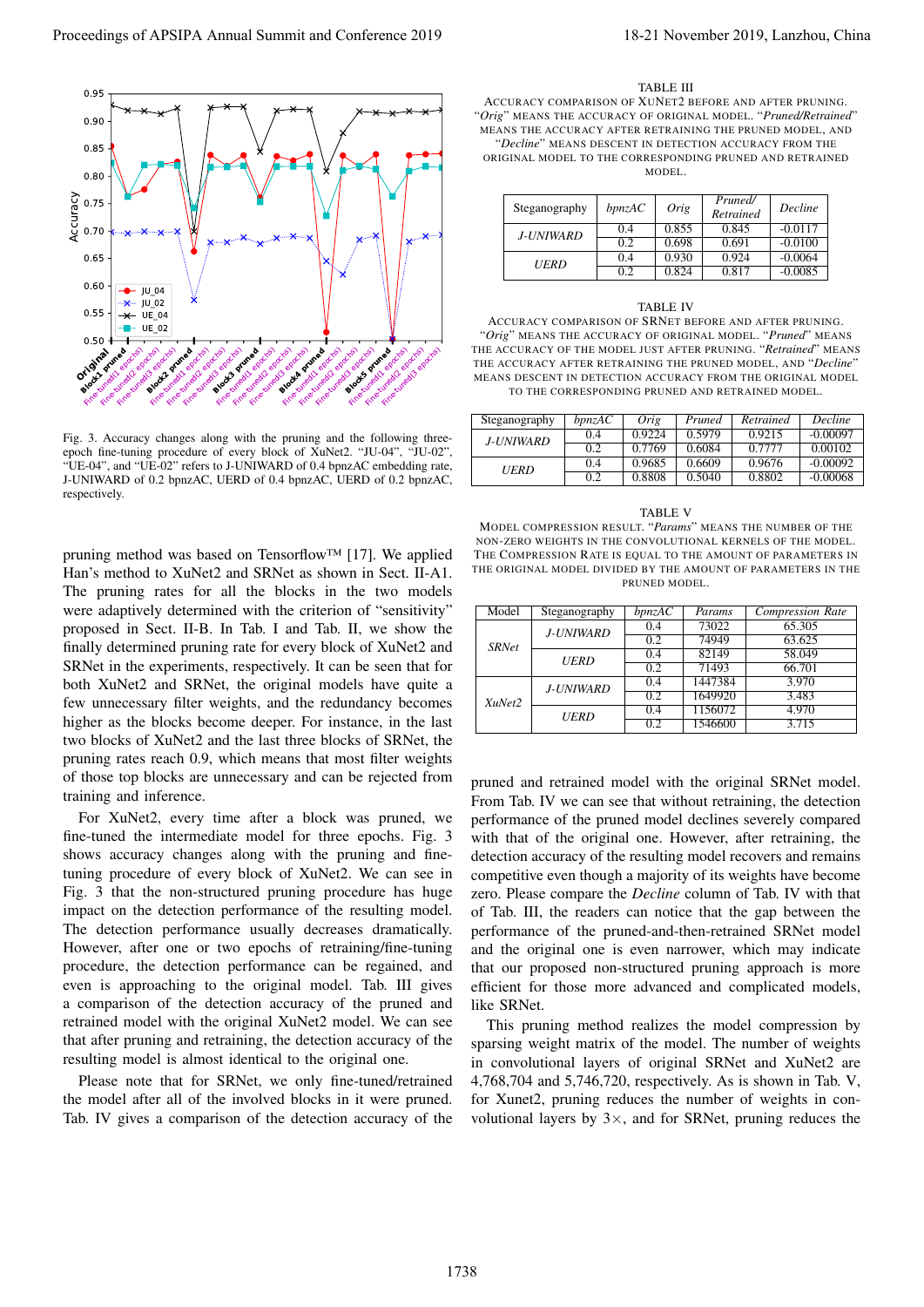Fig. 3. Accuracy changes along with the pruning and the following three-epoch fine-tuning procedure of every block of XuNet2. "JU-04", "JU-02", "UE-04", and "UE-02" refers to J-UNIWARD of 0.4 bpnzAC embedding rate, J-UNIWARD of 0.2 bpnzAC, UERD of 0.4 bpnzAC, UERD of 0.2 bpnzAC, respectively.

pruning method was based on Tensorflow™ [17]. We applied Han's method to XuNet2 and SRNet as shown in Sect. II-A1. The pruning rates for all the blocks in the two models were adaptively determined with the criterion of "sensitivity" proposed in Sect. II-B. In Tab. I and Tab. II, we show the finally determined pruning rate for every block of XuNet2 and SRNet in the experiments, respectively. It can be seen that for both XuNet2 and SRNet, the original models have quite a few unnecessary filter weights, and the redundancy becomes higher as the blocks become deeper. For instance, in the last two blocks of XuNet2 and the last three blocks of SRNet, the pruning rates reach 0.9, which means that most filter weights of those top blocks are unnecessary and can be rejected from training and inference.

For XuNet2, every time after a block was pruned, we fine-tuned the intermediate model for three epochs. Fig. 3 shows accuracy changes along with the pruning and fine-tuning procedure of every block of XuNet2. We can see in Fig. 3 that the non-structured pruning procedure has huge impact on the detection performance of the resulting model. The detection performance usually decreases dramatically. However, after one or two epochs of retraining/fine-tuning procedure, the detection performance can be regained, and even is approaching to the original model. Tab. III gives a comparison of the detection accuracy of the pruned and retrained model with the original XuNet2 model. We can see that after pruning and retraining, the detection accuracy of the resulting model is almost identical to the original one.

Please note that for SRNet, we only fine-tuned/retrained the model after all of the involved blocks in it were pruned. Tab. IV gives a comparison of the detection accuracy of the pruned and retrained model with the original SRNet model. From Tab. IV we can see that without retraining, the detection performance of the pruned model declines severely compared with that of the original one. However, after retraining, the detection accuracy of the resulting model recovers and remains competitive even though a majority of its weights have become zero. Please compare the *Decline* column of Tab. IV with that of Tab. III, the readers can notice that the gap between the performance of the pruned-and-then-retrained SRNet model and the original one is even narrower, which may indicate that our proposed non-structured pruning approach is more efficient for those more advanced and complicated models, like SRNet.

This pruning method realizes the model compression by sparsing weight matrix of the model. The number of weights in convolutional layers of original SRNet and XuNet2 are 4,768,704 and 5,746,720, respectively. As is shown in Tab. V, for Xunet2, pruning reduces the number of weights in convolutional layers by 3×, and for SRNet, pruning reduces the

TABLE III

ACCURACY COMPARISON OF XUNET2 BEFORE AND AFTER PRUNING. "*Orig*" MEANS THE ACCURACY OF ORIGINAL MODEL. "*Pruned/Retrained*" MEANS THE ACCURACY AFTER RETRAINING THE PRUNED MODEL, AND "*Decline*" MEANS DESCENT IN DETECTION ACCURACY FROM THE ORIGINAL MODEL TO THE CORRESPONDING PRUNED AND RETRAINED MODEL.

| Steganography | *bpnzAC* | *Orig* | *Pruned/ Retrained* | *Decline* |
|---|---|---|---|---|
| *J-UNIWARD* | 0.4 | 0.855 | 0.845 | -0.0117 |
| | 0.2 | 0.698 | 0.691 | -0.0100 |
| *UERD* | 0.4 | 0.930 | 0.924 | -0.0064 |
| | 0.2 | 0.824 | 0.817 | -0.0085 |

TABLE IV

ACCURACY COMPARISON OF SRNET BEFORE AND AFTER PRUNING. "*Orig*" MEANS THE ACCURACY OF ORIGINAL MODEL. "*Pruned*" MEANS THE ACCURACY OF THE MODEL JUST AFTER PRUNING. "*Retrained*" MEANS THE ACCURACY AFTER RETRAINING THE PRUNED MODEL, AND "*Decline*" MEANS DESCENT IN DETECTION ACCURACY FROM THE ORIGINAL MODEL TO THE CORRESPONDING PRUNED AND RETRAINED MODEL.

| Steganography | *bpnzAC* | *Orig* | *Pruned* | *Retrained* | *Decline* |
|---|---|---|---|---|---|
| *J-UNIWARD* | 0.4 | 0.9224 | 0.5979 | 0.9215 | -0.00097 |
| | 0.2 | 0.7769 | 0.6084 | 0.7777 | 0.00102 |
| *UERD* | 0.4 | 0.9685 | 0.6609 | 0.9676 | -0.00092 |
| | 0.2 | 0.8808 | 0.5040 | 0.8802 | -0.00068 |

TABLE V

MODEL COMPRESSION RESULT. "*Params*" MEANS THE NUMBER OF THE NON-ZERO WEIGHTS IN THE CONVOLUTIONAL KERNELS OF THE MODEL. THE COMPRESSION RATE IS EQUAL TO THE AMOUNT OF PARAMETERS IN THE ORIGINAL MODEL DIVIDED BY THE AMOUNT OF PARAMETERS IN THE PRUNED MODEL.

| Model | Steganography | *bpnzAC* | *Params* | *Compression Rate* |
|---|---|---|---|---|
| *SRNet* | *J-UNIWARD* | 0.4 | 73022 | 65.305 |
| | | 0.2 | 74949 | 63.625 |
| | *UERD* | 0.4 | 82149 | 58.049 |
| | | 0.2 | 71493 | 66.701 |
| *XuNet2* | *J-UNIWARD* | 0.4 | 1447384 | 3.970 |
| | | 0.2 | 1649920 | 3.483 |
| | *UERD* | 0.4 | 1156072 | 4.970 |
| | | 0.2 | 1546600 | 3.715 |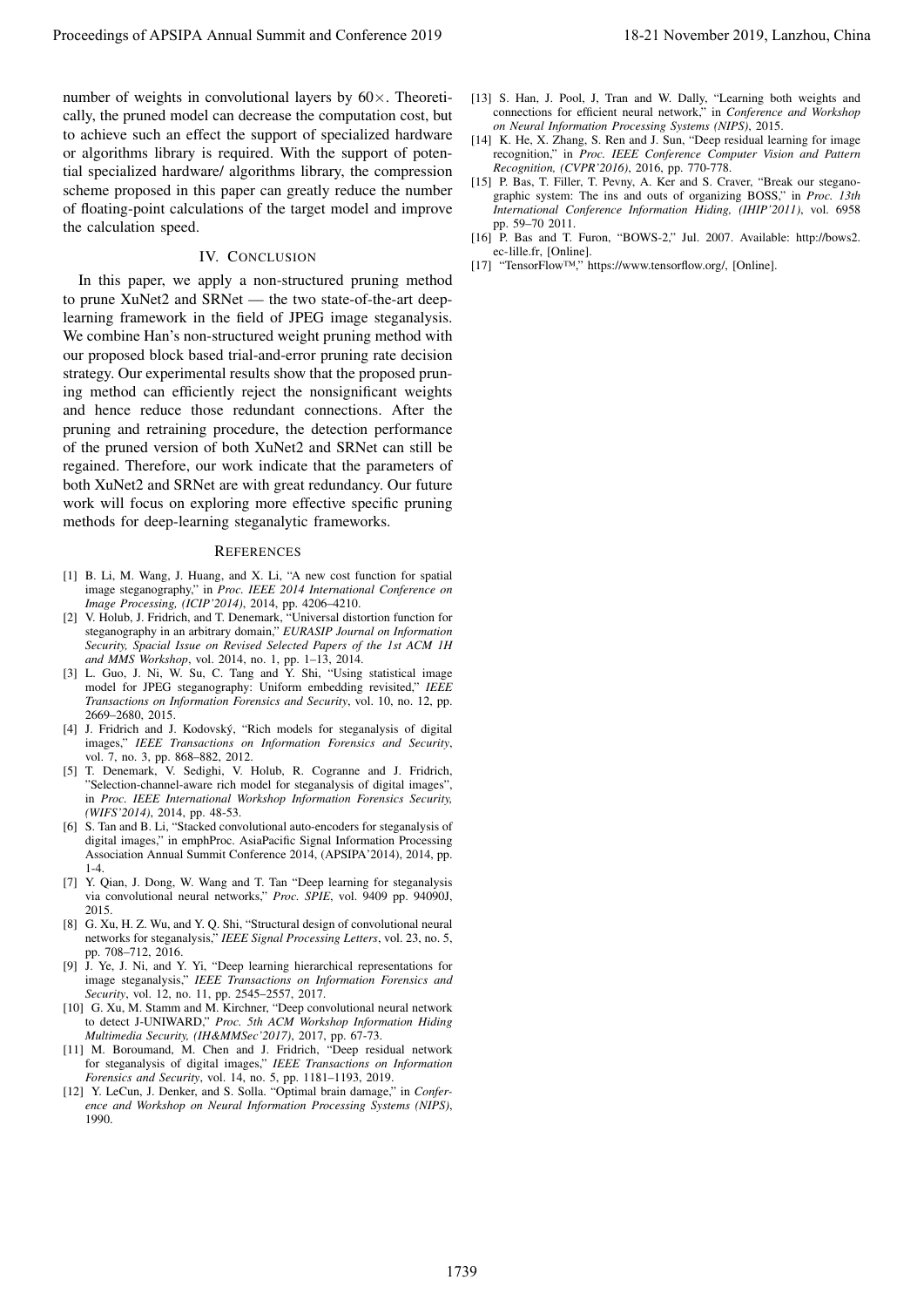number of weights in convolutional layers by 60×. Theoretically, the pruned model can decrease the computation cost, but to achieve such an effect the support of specialized hardware or algorithms library is required. With the support of potential specialized hardware/ algorithms library, the compression scheme proposed in this paper can greatly reduce the number of floating-point calculations of the target model and improve the calculation speed.

## IV. Conclusion

In this paper, we apply a non-structured pruning method to prune XuNet2 and SRNet — the two state-of-the-art deep-learning framework in the field of JPEG image steganalysis. We combine Han's non-structured weight pruning method with our proposed block based trial-and-error pruning rate decision strategy. Our experimental results show that the proposed pruning method can efficiently reject the nonsignificant weights and hence reduce those redundant connections. After the pruning and retraining procedure, the detection performance of the pruned version of both XuNet2 and SRNet can still be regained. Therefore, our work indicate that the parameters of both XuNet2 and SRNet are with great redundancy. Our future work will focus on exploring more effective specific pruning methods for deep-learning steganalytic frameworks.

## References

[1] B. Li, M. Wang, J. Huang, and X. Li, "A new cost function for spatial image steganography," in *Proc. IEEE 2014 International Conference on Image Processing, (ICIP'2014)*, 2014, pp. 4206–4210.

[2] V. Holub, J. Fridrich, and T. Denemark, "Universal distortion function for steganography in an arbitrary domain," *EURASIP Journal on Information Security, Spacial Issue on Revised Selected Papers of the 1st ACM 1H and MMS Workshop*, vol. 2014, no. 1, pp. 1–13, 2014.

[3] L. Guo, J. Ni, W. Su, C. Tang and Y. Shi, "Using statistical image model for JPEG steganography: Uniform embedding revisited," *IEEE Transactions on Information Forensics and Security*, vol. 10, no. 12, pp. 2669–2680, 2015.

[4] J. Fridrich and J. Kodovský, "Rich models for steganalysis of digital images," *IEEE Transactions on Information Forensics and Security*, vol. 7, no. 3, pp. 868–882, 2012.

[5] T. Denemark, V. Sedighi, V. Holub, R. Cogranne and J. Fridrich, "Selection-channel-aware rich model for steganalysis of digital images", in *Proc. IEEE International Workshop Information Forensics Security, (WIFS'2014)*, 2014, pp. 48-53.

[6] S. Tan and B. Li, "Stacked convolutional auto-encoders for steganalysis of digital images," in emphProc. AsiaPacific Signal Information Processing Association Annual Summit Conference 2014, (APSIPA'2014), 2014, pp. 1-4.

[7] Y. Qian, J. Dong, W. Wang and T. Tan "Deep learning for steganalysis via convolutional neural networks," *Proc. SPIE*, vol. 9409 pp. 94090J, 2015.

[8] G. Xu, H. Z. Wu, and Y. Q. Shi, "Structural design of convolutional neural networks for steganalysis," *IEEE Signal Processing Letters*, vol. 23, no. 5, pp. 708–712, 2016.

[9] J. Ye, J. Ni, and Y. Yi, "Deep learning hierarchical representations for image steganalysis," *IEEE Transactions on Information Forensics and Security*, vol. 12, no. 11, pp. 2545–2557, 2017.

[10] G. Xu, M. Stamm and M. Kirchner, "Deep convolutional neural network to detect J-UNIWARD," *Proc. 5th ACM Workshop Information Hiding Multimedia Security, (IH&MMSec'2017)*, 2017, pp. 67-73.

[11] M. Boroumand, M. Chen and J. Fridrich, "Deep residual network for steganalysis of digital images," *IEEE Transactions on Information Forensics and Security*, vol. 14, no. 5, pp. 1181–1193, 2019.

[12] Y. LeCun, J. Denker, and S. Solla. "Optimal brain damage," in *Conference and Workshop on Neural Information Processing Systems (NIPS)*, 1990.

[13] S. Han, J. Pool, J, Tran and W. Dally, "Learning both weights and connections for efficient neural network," in *Conference and Workshop on Neural Information Processing Systems (NIPS)*, 2015.

[14] K. He, X. Zhang, S. Ren and J. Sun, "Deep residual learning for image recognition," in *Proc. IEEE Conference Computer Vision and Pattern Recognition, (CVPR'2016)*, 2016, pp. 770-778.

[15] P. Bas, T. Filler, T. Pevny, A. Ker and S. Craver, "Break our steganographic system: The ins and outs of organizing BOSS," in *Proc. 13th International Conference Information Hiding, (IHIP'2011)*, vol. 6958 pp. 59–70 2011.

[16] P. Bas and T. Furon, "BOWS-2," Jul. 2007. Available: http://bows2.ec-lille.fr, [Online].

[17] "TensorFlow™," https://www.tensorflow.org/, [Online].